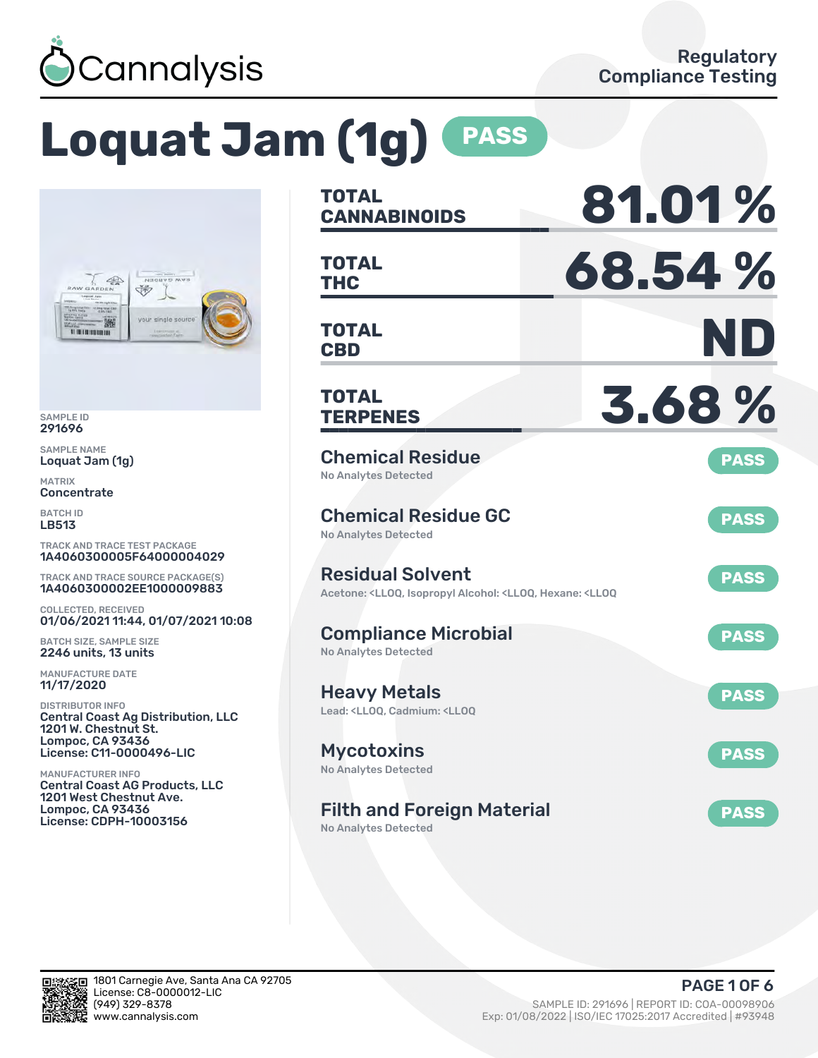Cannalysis

Regulatory Compliance Testing

# Loquat Jam (1g) PASS

SAMPLE ID
291696

SAMPLE NAME
Loquat Jam (1g)

MATRIX
Concentrate

BATCH ID
LB513

TRACK AND TRACE TEST PACKAGE
1A4060300005F64000004029

TRACK AND TRACE SOURCE PACKAGE(S)
1A4060300002EE1000009883

COLLECTED, RECEIVED
01/06/2021 11:44, 01/07/2021 10:08

BATCH SIZE, SAMPLE SIZE
2246 units, 13 units

MANUFACTURE DATE
11/17/2020

DISTRIBUTOR INFO
Central Coast Ag Distribution, LLC
1201 W. Chestnut St.
Lompoc, CA 93436
License: C11-0000496-LIC

MANUFACTURER INFO
Central Coast AG Products, LLC
1201 West Chestnut Ave.
Lompoc, CA 93436
License: CDPH-10003156

| | |
|---|---|
| **TOTAL CANNABINOIDS** | **81.01 %** |
| **TOTAL THC** | **68.54 %** |
| **TOTAL CBD** | **ND** |
| **TOTAL TERPENES** | **3.68 %** |

**Chemical Residue** — PASS
No Analytes Detected

**Chemical Residue GC** — PASS
No Analytes Detected

**Residual Solvent** — PASS
Acetone: <LLOQ, Isopropyl Alcohol: <LLOQ, Hexane: <LLOQ

**Compliance Microbial** — PASS
No Analytes Detected

**Heavy Metals** — PASS
Lead: <LLOQ, Cadmium: <LLOQ

**Mycotoxins** — PASS
No Analytes Detected

**Filth and Foreign Material** — PASS
No Analytes Detected

1801 Carnegie Ave, Santa Ana CA 92705
License: C8-0000012-LIC
(949) 329-8378
www.cannalysis.com

SAMPLE ID: 291696 | REPORT ID: COA-00098906
Exp: 01/08/2022 | ISO/IEC 17025:2017 Accredited | #93948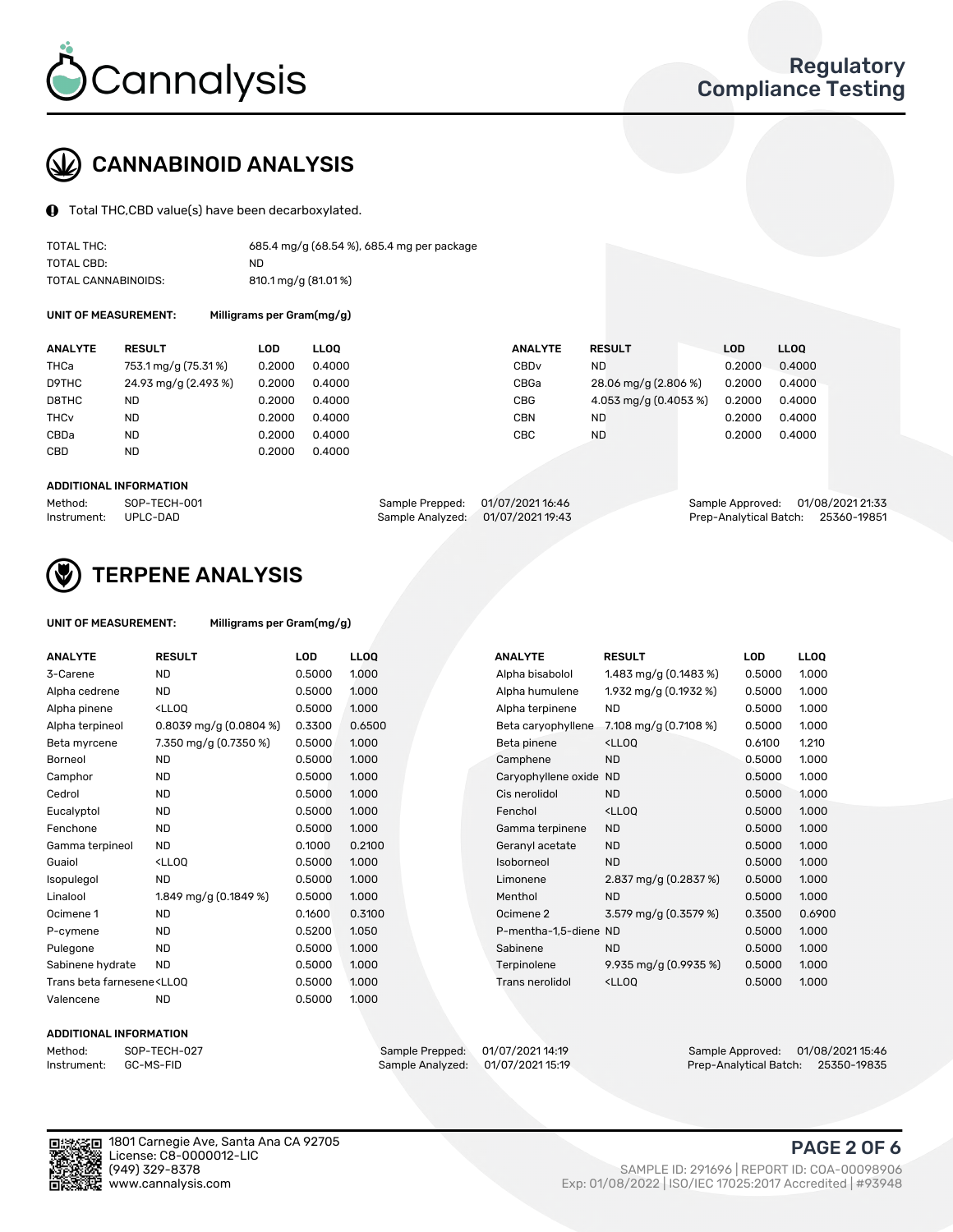# CANNABINOID ANALYSIS

Total THC,CBD value(s) have been decarboxylated.

| | |
|---|---|
| TOTAL THC: | 685.4 mg/g (68.54 %), 685.4 mg per package |
| TOTAL CBD: | ND |
| TOTAL CANNABINOIDS: | 810.1 mg/g (81.01 %) |

**UNIT OF MEASUREMENT:** Milligrams per Gram(mg/g)

| ANALYTE | RESULT | LOD | LLOQ | ANALYTE | RESULT | LOD | LLOQ |
|---|---|---|---|---|---|---|---|
| THCa | 753.1 mg/g (75.31 %) | 0.2000 | 0.4000 | CBDv | ND | 0.2000 | 0.4000 |
| D9THC | 24.93 mg/g (2.493 %) | 0.2000 | 0.4000 | CBGa | 28.06 mg/g (2.806 %) | 0.2000 | 0.4000 |
| D8THC | ND | 0.2000 | 0.4000 | CBG | 4.053 mg/g (0.4053 %) | 0.2000 | 0.4000 |
| THCv | ND | 0.2000 | 0.4000 | CBN | ND | 0.2000 | 0.4000 |
| CBDa | ND | 0.2000 | 0.4000 | CBC | ND | 0.2000 | 0.4000 |
| CBD | ND | 0.2000 | 0.4000 | | | | |

**ADDITIONAL INFORMATION**

| | | | | | |
|---|---|---|---|---|---|
| Method: | SOP-TECH-001 | Sample Prepped: | 01/07/2021 16:46 | Sample Approved: | 01/08/2021 21:33 |
| Instrument: | UPLC-DAD | Sample Analyzed: | 01/07/2021 19:43 | Prep-Analytical Batch: | 25360-19851 |

# TERPENE ANALYSIS

**UNIT OF MEASUREMENT:** Milligrams per Gram(mg/g)

| ANALYTE | RESULT | LOD | LLOQ | ANALYTE | RESULT | LOD | LLOQ |
|---|---|---|---|---|---|---|---|
| 3-Carene | ND | 0.5000 | 1.000 | Alpha bisabolol | 1.483 mg/g (0.1483 %) | 0.5000 | 1.000 |
| Alpha cedrene | ND | 0.5000 | 1.000 | Alpha humulene | 1.932 mg/g (0.1932 %) | 0.5000 | 1.000 |
| Alpha pinene | <LLOQ | 0.5000 | 1.000 | Alpha terpinene | ND | 0.5000 | 1.000 |
| Alpha terpineol | 0.8039 mg/g (0.0804 %) | 0.3300 | 0.6500 | Beta caryophyllene | 7.108 mg/g (0.7108 %) | 0.5000 | 1.000 |
| Beta myrcene | 7.350 mg/g (0.7350 %) | 0.5000 | 1.000 | Beta pinene | <LLOQ | 0.6100 | 1.210 |
| Borneol | ND | 0.5000 | 1.000 | Camphene | ND | 0.5000 | 1.000 |
| Camphor | ND | 0.5000 | 1.000 | Caryophyllene oxide | ND | 0.5000 | 1.000 |
| Cedrol | ND | 0.5000 | 1.000 | Cis nerolidol | ND | 0.5000 | 1.000 |
| Eucalyptol | ND | 0.5000 | 1.000 | Fenchol | <LLOQ | 0.5000 | 1.000 |
| Fenchone | ND | 0.5000 | 1.000 | Gamma terpinene | ND | 0.5000 | 1.000 |
| Gamma terpineol | ND | 0.1000 | 0.2100 | Geranyl acetate | ND | 0.5000 | 1.000 |
| Guaiol | <LLOQ | 0.5000 | 1.000 | Isoborneol | ND | 0.5000 | 1.000 |
| Isopulegol | ND | 0.5000 | 1.000 | Limonene | 2.837 mg/g (0.2837 %) | 0.5000 | 1.000 |
| Linalool | 1.849 mg/g (0.1849 %) | 0.5000 | 1.000 | Menthol | ND | 0.5000 | 1.000 |
| Ocimene 1 | ND | 0.1600 | 0.3100 | Ocimene 2 | 3.579 mg/g (0.3579 %) | 0.3500 | 0.6900 |
| P-cymene | ND | 0.5200 | 1.050 | P-mentha-1,5-diene | ND | 0.5000 | 1.000 |
| Pulegone | ND | 0.5000 | 1.000 | Sabinene | ND | 0.5000 | 1.000 |
| Sabinene hydrate | ND | 0.5000 | 1.000 | Terpinolene | 9.935 mg/g (0.9935 %) | 0.5000 | 1.000 |
| Trans beta farnesene | <LLOQ | 0.5000 | 1.000 | Trans nerolidol | <LLOQ | 0.5000 | 1.000 |
| Valencene | ND | 0.5000 | 1.000 | | | | |

**ADDITIONAL INFORMATION**

| | | | | | |
|---|---|---|---|---|---|
| Method: | SOP-TECH-027 | Sample Prepped: | 01/07/2021 14:19 | Sample Approved: | 01/08/2021 15:46 |
| Instrument: | GC-MS-FID | Sample Analyzed: | 01/07/2021 15:19 | Prep-Analytical Batch: | 25350-19835 |

1801 Carnegie Ave, Santa Ana CA 92705
License: C8-0000012-LIC
(949) 329-8378
www.cannalysis.com

SAMPLE ID: 291696 | REPORT ID: COA-00098906
Exp: 01/08/2022 | ISO/IEC 17025:2017 Accredited | #93948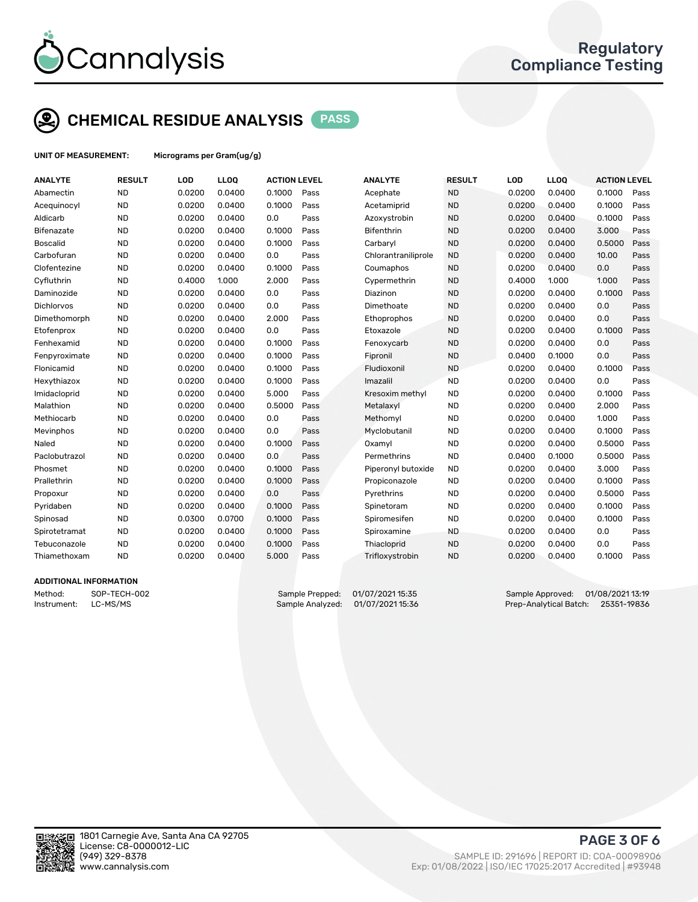# Cannalysis

## Regulatory Compliance Testing

## CHEMICAL RESIDUE ANALYSIS PASS

**UNIT OF MEASUREMENT:** Micrograms per Gram(ug/g)

| ANALYTE | RESULT | LOD | LLOQ | ACTION LEVEL | | ANALYTE | RESULT | LOD | LLOQ | ACTION LEVEL | |
|---|---|---|---|---|---|---|---|---|---|---|---|
| Abamectin | ND | 0.0200 | 0.0400 | 0.1000 | Pass | Acephate | ND | 0.0200 | 0.0400 | 0.1000 | Pass |
| Acequinocyl | ND | 0.0200 | 0.0400 | 0.1000 | Pass | Acetamiprid | ND | 0.0200 | 0.0400 | 0.1000 | Pass |
| Aldicarb | ND | 0.0200 | 0.0400 | 0.0 | Pass | Azoxystrobin | ND | 0.0200 | 0.0400 | 0.1000 | Pass |
| Bifenazate | ND | 0.0200 | 0.0400 | 0.1000 | Pass | Bifenthrin | ND | 0.0200 | 0.0400 | 3.000 | Pass |
| Boscalid | ND | 0.0200 | 0.0400 | 0.1000 | Pass | Carbaryl | ND | 0.0200 | 0.0400 | 0.5000 | Pass |
| Carbofuran | ND | 0.0200 | 0.0400 | 0.0 | Pass | Chlorantraniliprole | ND | 0.0200 | 0.0400 | 10.00 | Pass |
| Clofentezine | ND | 0.0200 | 0.0400 | 0.1000 | Pass | Coumaphos | ND | 0.0200 | 0.0400 | 0.0 | Pass |
| Cyfluthrin | ND | 0.4000 | 1.000 | 2.000 | Pass | Cypermethrin | ND | 0.4000 | 1.000 | 1.000 | Pass |
| Daminozide | ND | 0.0200 | 0.0400 | 0.0 | Pass | Diazinon | ND | 0.0200 | 0.0400 | 0.1000 | Pass |
| Dichlorvos | ND | 0.0200 | 0.0400 | 0.0 | Pass | Dimethoate | ND | 0.0200 | 0.0400 | 0.0 | Pass |
| Dimethomorph | ND | 0.0200 | 0.0400 | 2.000 | Pass | Ethoprophos | ND | 0.0200 | 0.0400 | 0.0 | Pass |
| Etofenprox | ND | 0.0200 | 0.0400 | 0.0 | Pass | Etoxazole | ND | 0.0200 | 0.0400 | 0.1000 | Pass |
| Fenhexamid | ND | 0.0200 | 0.0400 | 0.1000 | Pass | Fenoxycarb | ND | 0.0200 | 0.0400 | 0.0 | Pass |
| Fenpyroximate | ND | 0.0200 | 0.0400 | 0.1000 | Pass | Fipronil | ND | 0.0400 | 0.1000 | 0.0 | Pass |
| Flonicamid | ND | 0.0200 | 0.0400 | 0.1000 | Pass | Fludioxonil | ND | 0.0200 | 0.0400 | 0.1000 | Pass |
| Hexythiazox | ND | 0.0200 | 0.0400 | 0.1000 | Pass | Imazalil | ND | 0.0200 | 0.0400 | 0.0 | Pass |
| Imidacloprid | ND | 0.0200 | 0.0400 | 5.000 | Pass | Kresoxim methyl | ND | 0.0200 | 0.0400 | 0.1000 | Pass |
| Malathion | ND | 0.0200 | 0.0400 | 0.5000 | Pass | Metalaxyl | ND | 0.0200 | 0.0400 | 2.000 | Pass |
| Methiocarb | ND | 0.0200 | 0.0400 | 0.0 | Pass | Methomyl | ND | 0.0200 | 0.0400 | 1.000 | Pass |
| Mevinphos | ND | 0.0200 | 0.0400 | 0.0 | Pass | Myclobutanil | ND | 0.0200 | 0.0400 | 0.1000 | Pass |
| Naled | ND | 0.0200 | 0.0400 | 0.1000 | Pass | Oxamyl | ND | 0.0200 | 0.0400 | 0.5000 | Pass |
| Paclobutrazol | ND | 0.0200 | 0.0400 | 0.0 | Pass | Permethrins | ND | 0.0400 | 0.1000 | 0.5000 | Pass |
| Phosmet | ND | 0.0200 | 0.0400 | 0.1000 | Pass | Piperonyl butoxide | ND | 0.0200 | 0.0400 | 3.000 | Pass |
| Prallethrin | ND | 0.0200 | 0.0400 | 0.1000 | Pass | Propiconazole | ND | 0.0200 | 0.0400 | 0.1000 | Pass |
| Propoxur | ND | 0.0200 | 0.0400 | 0.0 | Pass | Pyrethrins | ND | 0.0200 | 0.0400 | 0.5000 | Pass |
| Pyridaben | ND | 0.0200 | 0.0400 | 0.1000 | Pass | Spinetoram | ND | 0.0200 | 0.0400 | 0.1000 | Pass |
| Spinosad | ND | 0.0300 | 0.0700 | 0.1000 | Pass | Spiromesifen | ND | 0.0200 | 0.0400 | 0.1000 | Pass |
| Spirotetramat | ND | 0.0200 | 0.0400 | 0.1000 | Pass | Spiroxamine | ND | 0.0200 | 0.0400 | 0.0 | Pass |
| Tebuconazole | ND | 0.0200 | 0.0400 | 0.1000 | Pass | Thiacloprid | ND | 0.0200 | 0.0400 | 0.0 | Pass |
| Thiamethoxam | ND | 0.0200 | 0.0400 | 5.000 | Pass | Trifloxystrobin | ND | 0.0200 | 0.0400 | 0.1000 | Pass |

### ADDITIONAL INFORMATION

Method: SOP-TECH-002
Instrument: LC-MS/MS

Sample Prepped: 01/07/2021 15:35
Sample Analyzed: 01/07/2021 15:36

Sample Approved: 01/08/2021 13:19
Prep-Analytical Batch: 25351-19836

1801 Carnegie Ave, Santa Ana CA 92705
License: C8-0000012-LIC
(949) 329-8378
www.cannalysis.com

SAMPLE ID: 291696 | REPORT ID: COA-00098906
Exp: 01/08/2022 | ISO/IEC 17025:2017 Accredited | #93948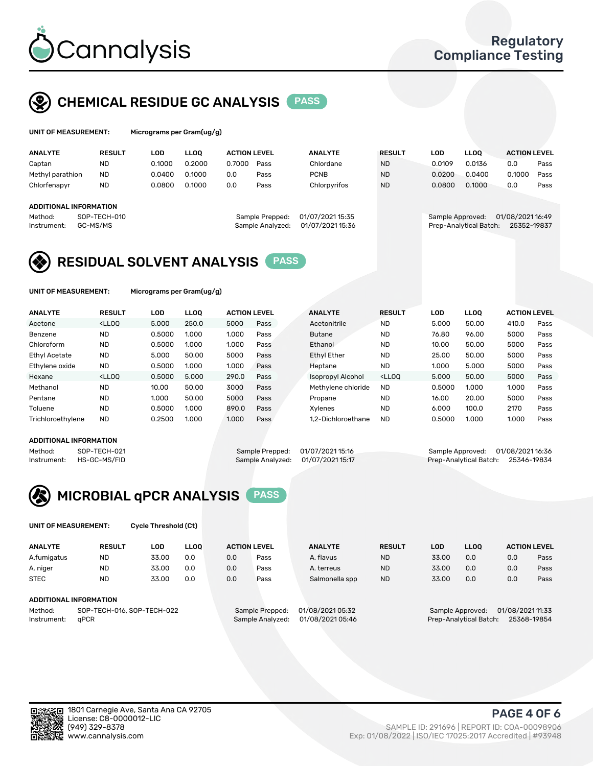# Cannalysis

Regulatory Compliance Testing

## CHEMICAL RESIDUE GC ANALYSIS PASS

**UNIT OF MEASUREMENT:** Micrograms per Gram(ug/g)

| ANALYTE | RESULT | LOD | LLOQ | ACTION LEVEL | | ANALYTE | RESULT | LOD | LLOQ | ACTION LEVEL | |
|---|---|---|---|---|---|---|---|---|---|---|---|
| Captan | ND | 0.1000 | 0.2000 | 0.7000 | Pass | Chlordane | ND | 0.0109 | 0.0136 | 0.0 | Pass |
| Methyl parathion | ND | 0.0400 | 0.1000 | 0.0 | Pass | PCNB | ND | 0.0200 | 0.0400 | 0.1000 | Pass |
| Chlorfenapyr | ND | 0.0800 | 0.1000 | 0.0 | Pass | Chlorpyrifos | ND | 0.0800 | 0.1000 | 0.0 | Pass |

**ADDITIONAL INFORMATION**

Method: SOP-TECH-010
Instrument: GC-MS/MS
Sample Prepped: 01/07/2021 15:35
Sample Analyzed: 01/07/2021 15:36
Sample Approved: 01/08/2021 16:49
Prep-Analytical Batch: 25352-19837

## RESIDUAL SOLVENT ANALYSIS PASS

**UNIT OF MEASUREMENT:** Micrograms per Gram(ug/g)

| ANALYTE | RESULT | LOD | LLOQ | ACTION LEVEL | | ANALYTE | RESULT | LOD | LLOQ | ACTION LEVEL | |
|---|---|---|---|---|---|---|---|---|---|---|---|
| Acetone | <LLOQ | 5.000 | 250.0 | 5000 | Pass | Acetonitrile | ND | 5.000 | 50.00 | 410.0 | Pass |
| Benzene | ND | 0.5000 | 1.000 | 1.000 | Pass | Butane | ND | 76.80 | 96.00 | 5000 | Pass |
| Chloroform | ND | 0.5000 | 1.000 | 1.000 | Pass | Ethanol | ND | 10.00 | 50.00 | 5000 | Pass |
| Ethyl Acetate | ND | 5.000 | 50.00 | 5000 | Pass | Ethyl Ether | ND | 25.00 | 50.00 | 5000 | Pass |
| Ethylene oxide | ND | 0.5000 | 1.000 | 1.000 | Pass | Heptane | ND | 1.000 | 5.000 | 5000 | Pass |
| Hexane | <LLOQ | 0.5000 | 5.000 | 290.0 | Pass | Isopropyl Alcohol | <LLOQ | 5.000 | 50.00 | 5000 | Pass |
| Methanol | ND | 10.00 | 50.00 | 3000 | Pass | Methylene chloride | ND | 0.5000 | 1.000 | 1.000 | Pass |
| Pentane | ND | 1.000 | 50.00 | 5000 | Pass | Propane | ND | 16.00 | 20.00 | 5000 | Pass |
| Toluene | ND | 0.5000 | 1.000 | 890.0 | Pass | Xylenes | ND | 6.000 | 100.0 | 2170 | Pass |
| Trichloroethylene | ND | 0.2500 | 1.000 | 1.000 | Pass | 1,2-Dichloroethane | ND | 0.5000 | 1.000 | 1.000 | Pass |

**ADDITIONAL INFORMATION**

Method: SOP-TECH-021
Instrument: HS-GC-MS/FID
Sample Prepped: 01/07/2021 15:16
Sample Analyzed: 01/07/2021 15:17
Sample Approved: 01/08/2021 16:36
Prep-Analytical Batch: 25346-19834

## MICROBIAL qPCR ANALYSIS PASS

**UNIT OF MEASUREMENT:** Cycle Threshold (Ct)

| ANALYTE | RESULT | LOD | LLOQ | ACTION LEVEL | | ANALYTE | RESULT | LOD | LLOQ | ACTION LEVEL | |
|---|---|---|---|---|---|---|---|---|---|---|---|
| A.fumigatus | ND | 33.00 | 0.0 | 0.0 | Pass | A. flavus | ND | 33.00 | 0.0 | 0.0 | Pass |
| A. niger | ND | 33.00 | 0.0 | 0.0 | Pass | A. terreus | ND | 33.00 | 0.0 | 0.0 | Pass |
| STEC | ND | 33.00 | 0.0 | 0.0 | Pass | Salmonella spp | ND | 33.00 | 0.0 | 0.0 | Pass |

**ADDITIONAL INFORMATION**

Method: SOP-TECH-016, SOP-TECH-022
Instrument: qPCR
Sample Prepped: 01/08/2021 05:32
Sample Analyzed: 01/08/2021 05:46
Sample Approved: 01/08/2021 11:33
Prep-Analytical Batch: 25368-19854

1801 Carnegie Ave, Santa Ana CA 92705
License: C8-0000012-LIC
(949) 329-8378
www.cannalysis.com

SAMPLE ID: 291696 | REPORT ID: COA-00098906
Exp: 01/08/2022 | ISO/IEC 17025:2017 Accredited | #93948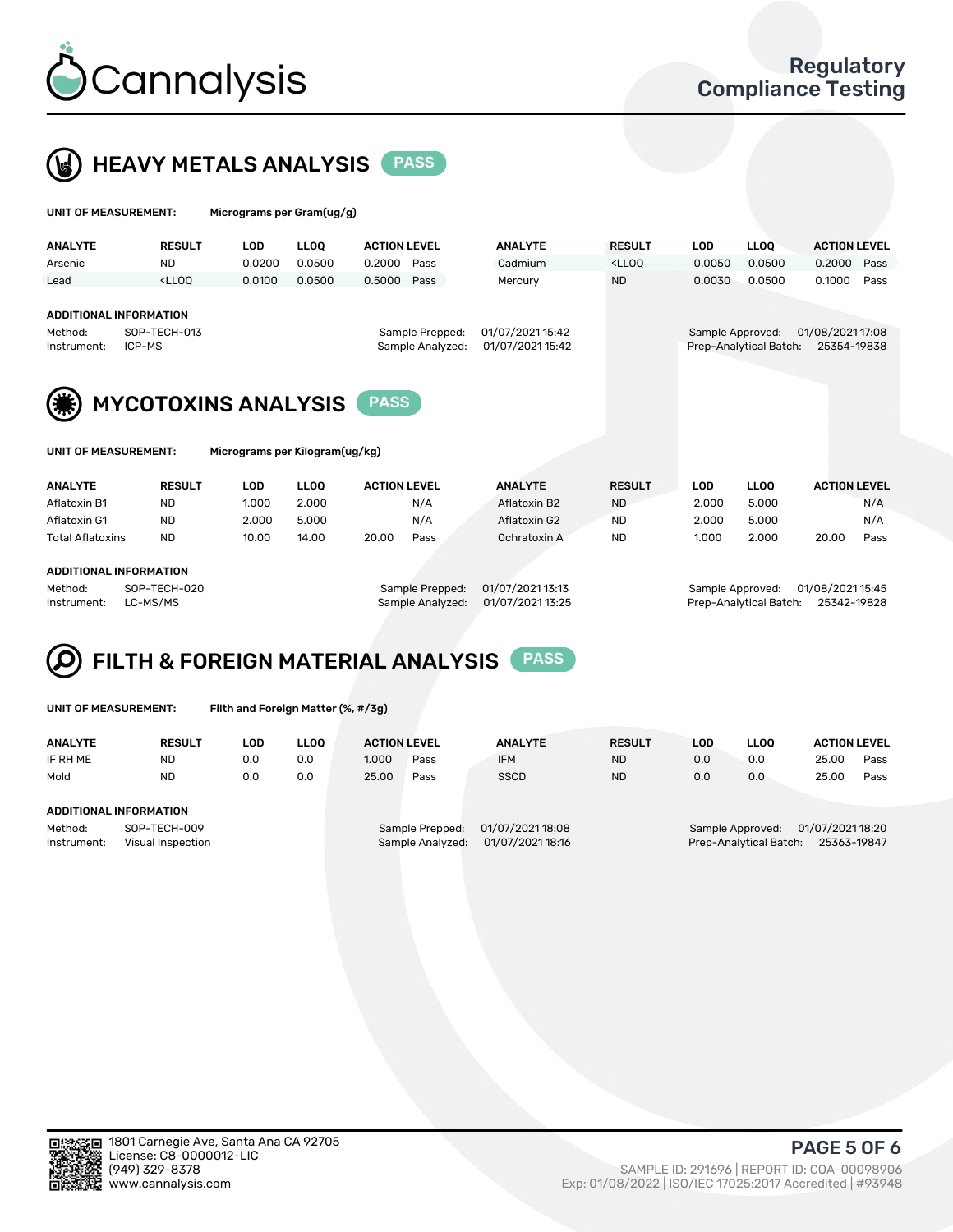# HEAVY METALS ANALYSIS PASS

**UNIT OF MEASUREMENT:** Micrograms per Gram(ug/g)

| ANALYTE | RESULT | LOD | LLOQ | ACTION LEVEL | | ANALYTE | RESULT | LOD | LLOQ | ACTION LEVEL | |
|---|---|---|---|---|---|---|---|---|---|---|---|
| Arsenic | ND | 0.0200 | 0.0500 | 0.2000 | Pass | Cadmium | <LLOQ | 0.0050 | 0.0500 | 0.2000 | Pass |
| Lead | <LLOQ | 0.0100 | 0.0500 | 0.5000 | Pass | Mercury | ND | 0.0030 | 0.0500 | 0.1000 | Pass |

**ADDITIONAL INFORMATION**

Method: SOP-TECH-013
Instrument: ICP-MS
Sample Prepped: 01/07/2021 15:42
Sample Analyzed: 01/07/2021 15:42
Sample Approved: 01/08/2021 17:08
Prep-Analytical Batch: 25354-19838

# MYCOTOXINS ANALYSIS PASS

**UNIT OF MEASUREMENT:** Micrograms per Kilogram(ug/kg)

| ANALYTE | RESULT | LOD | LLOQ | ACTION LEVEL | | ANALYTE | RESULT | LOD | LLOQ | ACTION LEVEL | |
|---|---|---|---|---|---|---|---|---|---|---|---|
| Aflatoxin B1 | ND | 1.000 | 2.000 | | N/A | Aflatoxin B2 | ND | 2.000 | 5.000 | | N/A |
| Aflatoxin G1 | ND | 2.000 | 5.000 | | N/A | Aflatoxin G2 | ND | 2.000 | 5.000 | | N/A |
| Total Aflatoxins | ND | 10.00 | 14.00 | 20.00 | Pass | Ochratoxin A | ND | 1.000 | 2.000 | 20.00 | Pass |

**ADDITIONAL INFORMATION**

Method: SOP-TECH-020
Instrument: LC-MS/MS
Sample Prepped: 01/07/2021 13:13
Sample Analyzed: 01/07/2021 13:25
Sample Approved: 01/08/2021 15:45
Prep-Analytical Batch: 25342-19828

# FILTH & FOREIGN MATERIAL ANALYSIS PASS

**UNIT OF MEASUREMENT:** Filth and Foreign Matter (%, #/3g)

| ANALYTE | RESULT | LOD | LLOQ | ACTION LEVEL | | ANALYTE | RESULT | LOD | LLOQ | ACTION LEVEL | |
|---|---|---|---|---|---|---|---|---|---|---|---|
| IF RH ME | ND | 0.0 | 0.0 | 1.000 | Pass | IFM | ND | 0.0 | 0.0 | 25.00 | Pass |
| Mold | ND | 0.0 | 0.0 | 25.00 | Pass | SSCD | ND | 0.0 | 0.0 | 25.00 | Pass |

**ADDITIONAL INFORMATION**

Method: SOP-TECH-009
Instrument: Visual Inspection
Sample Prepped: 01/07/2021 18:08
Sample Analyzed: 01/07/2021 18:16
Sample Approved: 01/07/2021 18:20
Prep-Analytical Batch: 25363-19847

1801 Carnegie Ave, Santa Ana CA 92705
License: C8-0000012-LIC
(949) 329-8378
www.cannalysis.com

SAMPLE ID: 291696 | REPORT ID: COA-00098906
Exp: 01/08/2022 | ISO/IEC 17025:2017 Accredited | #93948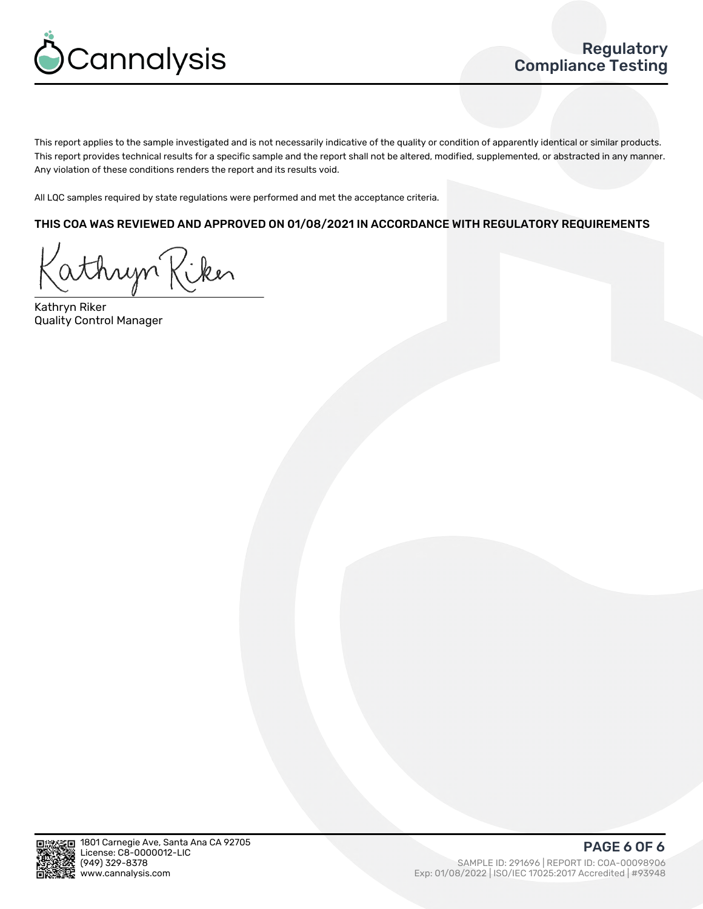This report applies to the sample investigated and is not necessarily indicative of the quality or condition of apparently identical or similar products. This report provides technical results for a specific sample and the report shall not be altered, modified, supplemented, or abstracted in any manner. Any violation of these conditions renders the report and its results void.

All LQC samples required by state regulations were performed and met the acceptance criteria.

**THIS COA WAS REVIEWED AND APPROVED ON 01/08/2021 IN ACCORDANCE WITH REGULATORY REQUIREMENTS**

Kathryn Riker
Quality Control Manager